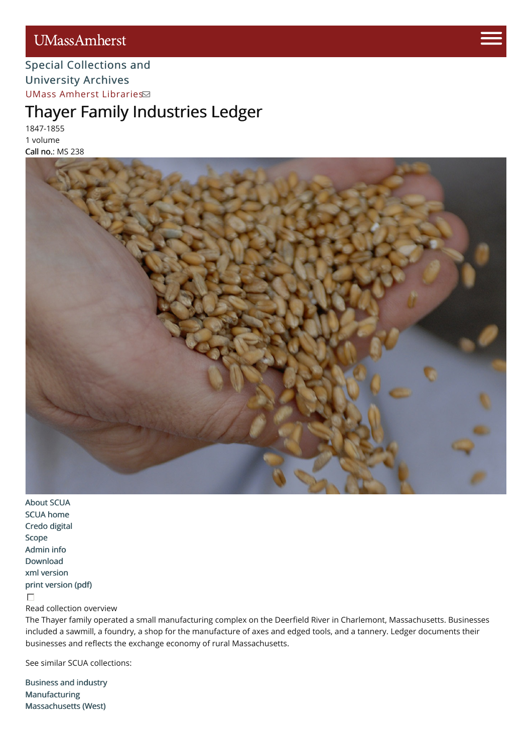UMassAmherst

Special Collections and University Archives

UMass Amherst Libraries

# Thayer Family Industries Ledger

1847-1855

1 volume

**Call no.:** MS 238

- About SCUA
- SCUA home
- Credo digital
- Scope
- Admin info
- Download
- xml version
- print version (pdf)

Read collection overview

The Thayer family operated a small manufacturing complex on the Deerfield River in Charlemont, Massachusetts. Businesses included a sawmill, a foundry, a shop for the manufacture of axes and edged tools, and a tannery. Ledger documents their businesses and reflects the exchange economy of rural Massachusetts.

See similar SCUA collections:

- Business and industry
- Manufacturing
- Massachusetts (West)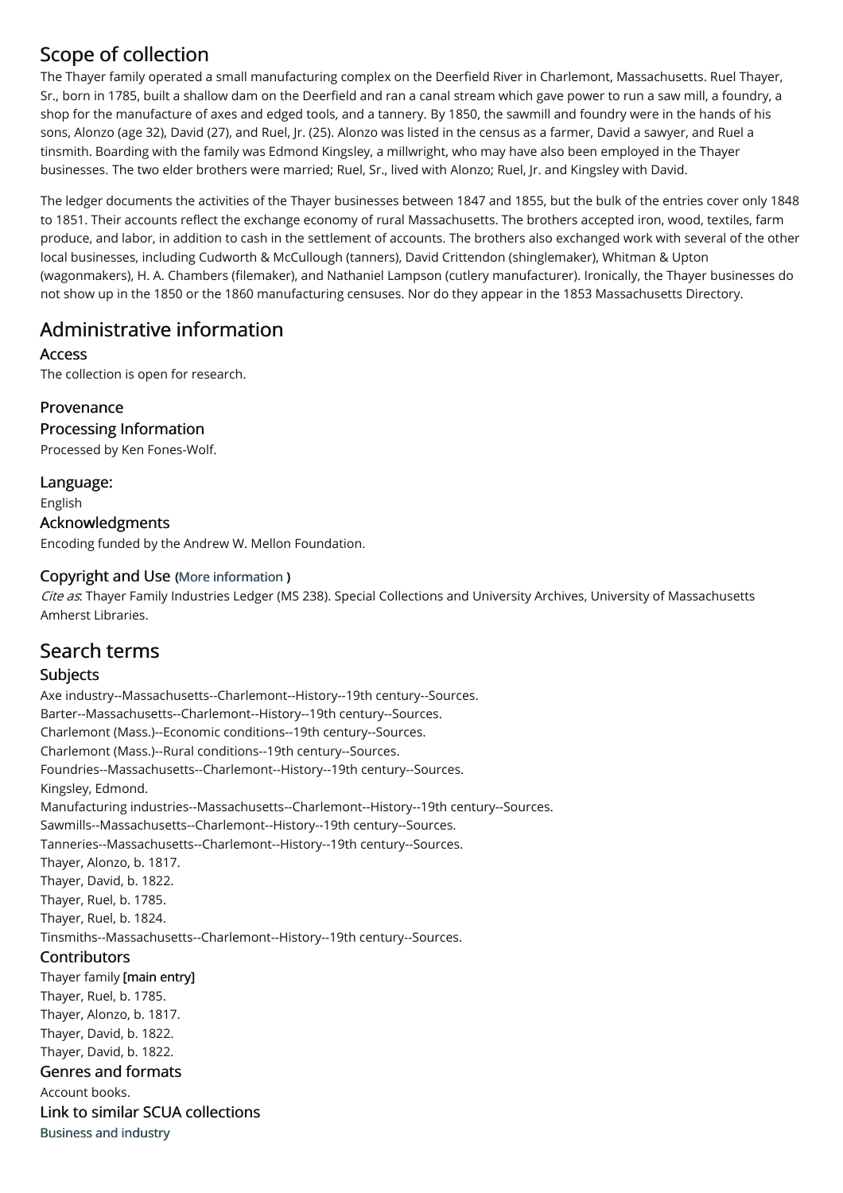## Scope of collection

The Thayer family operated a small manufacturing complex on the Deerfield River in Charlemont, Massachusetts. Ruel Thayer, Sr., born in 1785, built a shallow dam on the Deerfield and ran a canal stream which gave power to run a saw mill, a foundry, a shop for the manufacture of axes and edged tools, and a tannery. By 1850, the sawmill and foundry were in the hands of his sons, Alonzo (age 32), David (27), and Ruel, Jr. (25). Alonzo was listed in the census as a farmer, David a sawyer, and Ruel a tinsmith. Boarding with the family was Edmond Kingsley, a millwright, who may have also been employed in the Thayer businesses. The two elder brothers were married; Ruel, Sr., lived with Alonzo; Ruel, Jr. and Kingsley with David.

The ledger documents the activities of the Thayer businesses between 1847 and 1855, but the bulk of the entries cover only 1848 to 1851. Their accounts reflect the exchange economy of rural Massachusetts. The brothers accepted iron, wood, textiles, farm produce, and labor, in addition to cash in the settlement of accounts. The brothers also exchanged work with several of the other local businesses, including Cudworth & McCullough (tanners), David Crittendon (shinglemaker), Whitman & Upton (wagonmakers), H. A. Chambers (filemaker), and Nathaniel Lampson (cutlery manufacturer). Ironically, the Thayer businesses do not show up in the 1850 or the 1860 manufacturing censuses. Nor do they appear in the 1853 Massachusetts Directory.

## Administrative information

### Access

The collection is open for research.

### Provenance

### Processing Information

Processed by Ken Fones-Wolf.

### Language:

English

### Acknowledgments

Encoding funded by the Andrew W. Mellon Foundation.

### Copyright and Use (More information )

*Cite as*: Thayer Family Industries Ledger (MS 238). Special Collections and University Archives, University of Massachusetts Amherst Libraries.

## Search terms

### Subjects

Axe industry--Massachusetts--Charlemont--History--19th century--Sources.
Barter--Massachusetts--Charlemont--History--19th century--Sources.
Charlemont (Mass.)--Economic conditions--19th century--Sources.
Charlemont (Mass.)--Rural conditions--19th century--Sources.
Foundries--Massachusetts--Charlemont--History--19th century--Sources.
Kingsley, Edmond.
Manufacturing industries--Massachusetts--Charlemont--History--19th century--Sources.
Sawmills--Massachusetts--Charlemont--History--19th century--Sources.
Tanneries--Massachusetts--Charlemont--History--19th century--Sources.
Thayer, Alonzo, b. 1817.
Thayer, David, b. 1822.
Thayer, Ruel, b. 1785.
Thayer, Ruel, b. 1824.
Tinsmiths--Massachusetts--Charlemont--History--19th century--Sources.

### Contributors

Thayer family **[main entry]**
Thayer, Ruel, b. 1785.
Thayer, Alonzo, b. 1817.
Thayer, David, b. 1822.
Thayer, David, b. 1822.

### Genres and formats

Account books.

### Link to similar SCUA collections

Business and industry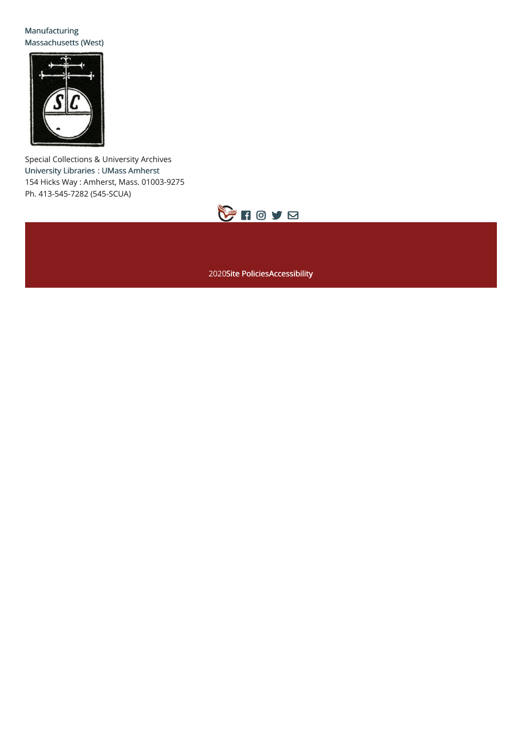Manufacturing
Massachusetts (West)

Special Collections & University Archives
University Libraries : UMass Amherst
154 Hicks Way : Amherst, Mass. 01003-9275
Ph. 413-545-7282 (545-SCUA)

2020Site PoliciesAccessibility